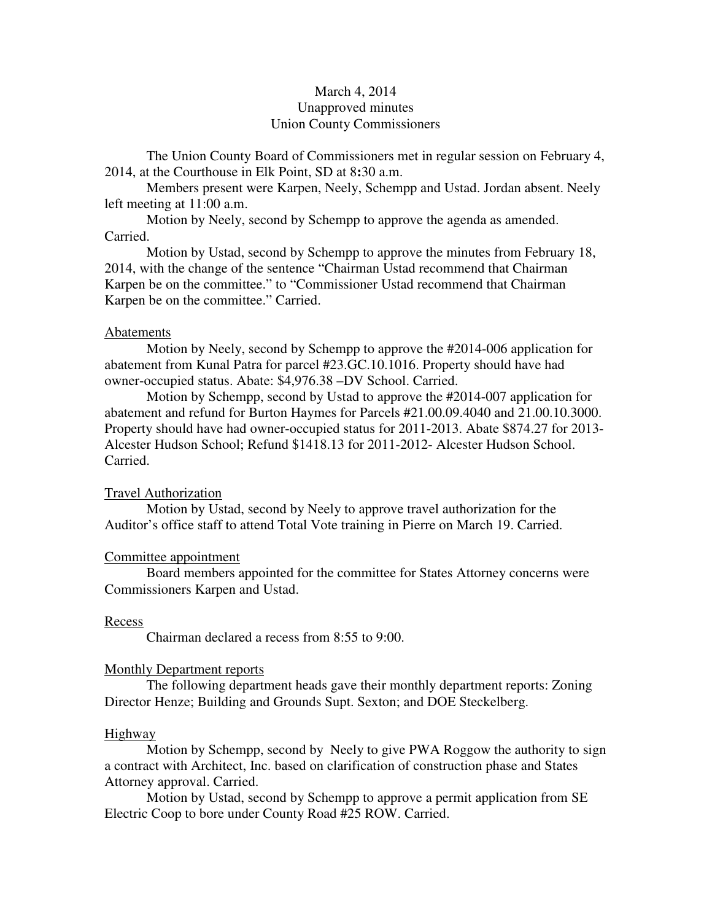March 4, 2014
Unapproved minutes
Union County Commissioners

The Union County Board of Commissioners met in regular session on February 4, 2014, at the Courthouse in Elk Point, SD at 8:30 a.m.

Members present were Karpen, Neely, Schempp and Ustad. Jordan absent. Neely left meeting at 11:00 a.m.

Motion by Neely, second by Schempp to approve the agenda as amended. Carried.

Motion by Ustad, second by Schempp to approve the minutes from February 18, 2014, with the change of the sentence "Chairman Ustad recommend that Chairman Karpen be on the committee." to "Commissioner Ustad recommend that Chairman Karpen be on the committee." Carried.

<u>Abatements</u>

Motion by Neely, second by Schempp to approve the #2014-006 application for abatement from Kunal Patra for parcel #23.GC.10.1016. Property should have had owner-occupied status. Abate: $4,976.38 –DV School. Carried.

Motion by Schempp, second by Ustad to approve the #2014-007 application for abatement and refund for Burton Haymes for Parcels #21.00.09.4040 and 21.00.10.3000. Property should have had owner-occupied status for 2011-2013. Abate $874.27 for 2013-Alcester Hudson School; Refund $1418.13 for 2011-2012- Alcester Hudson School. Carried.

<u>Travel Authorization</u>

Motion by Ustad, second by Neely to approve travel authorization for the Auditor's office staff to attend Total Vote training in Pierre on March 19. Carried.

<u>Committee appointment</u>

Board members appointed for the committee for States Attorney concerns were Commissioners Karpen and Ustad.

<u>Recess</u>

Chairman declared a recess from 8:55 to 9:00.

<u>Monthly Department reports</u>

The following department heads gave their monthly department reports: Zoning Director Henze; Building and Grounds Supt. Sexton; and DOE Steckelberg.

<u>Highway</u>

Motion by Schempp, second by Neely to give PWA Roggow the authority to sign a contract with Architect, Inc. based on clarification of construction phase and States Attorney approval. Carried.

Motion by Ustad, second by Schempp to approve a permit application from SE Electric Coop to bore under County Road #25 ROW. Carried.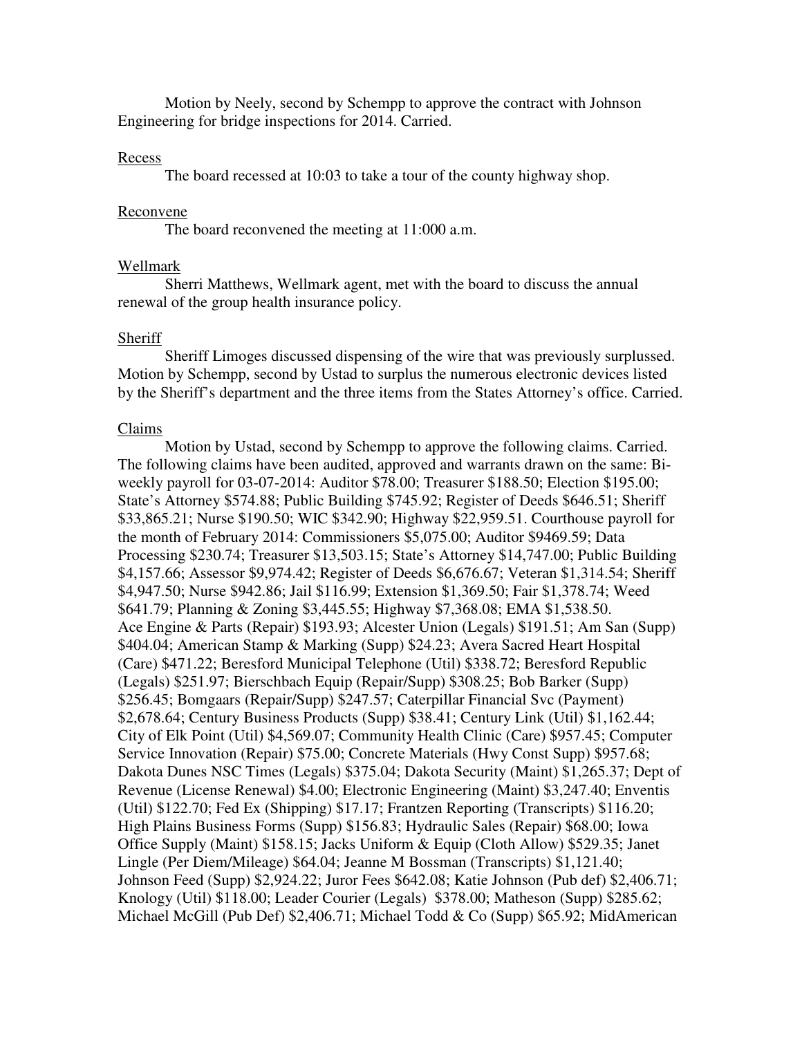Motion by Neely, second by Schempp to approve the contract with Johnson Engineering for bridge inspections for 2014. Carried.

Recess

The board recessed at 10:03 to take a tour of the county highway shop.

Reconvene

The board reconvened the meeting at 11:000 a.m.

Wellmark

Sherri Matthews, Wellmark agent, met with the board to discuss the annual renewal of the group health insurance policy.

Sheriff

Sheriff Limoges discussed dispensing of the wire that was previously surplussed. Motion by Schempp, second by Ustad to surplus the numerous electronic devices listed by the Sheriff's department and the three items from the States Attorney's office. Carried.

Claims

Motion by Ustad, second by Schempp to approve the following claims. Carried. The following claims have been audited, approved and warrants drawn on the same: Bi-weekly payroll for 03-07-2014: Auditor $78.00; Treasurer $188.50; Election $195.00; State's Attorney $574.88; Public Building $745.92; Register of Deeds $646.51; Sheriff $33,865.21; Nurse $190.50; WIC $342.90; Highway $22,959.51. Courthouse payroll for the month of February 2014: Commissioners $5,075.00; Auditor $9469.59; Data Processing $230.74; Treasurer $13,503.15; State's Attorney $14,747.00; Public Building $4,157.66; Assessor $9,974.42; Register of Deeds $6,676.67; Veteran $1,314.54; Sheriff $4,947.50; Nurse $942.86; Jail $116.99; Extension $1,369.50; Fair $1,378.74; Weed $641.79; Planning & Zoning $3,445.55; Highway $7,368.08; EMA $1,538.50. Ace Engine & Parts (Repair) $193.93; Alcester Union (Legals) $191.51; Am San (Supp) $404.04; American Stamp & Marking (Supp) $24.23; Avera Sacred Heart Hospital (Care) $471.22; Beresford Municipal Telephone (Util) $338.72; Beresford Republic (Legals) $251.97; Bierschbach Equip (Repair/Supp) $308.25; Bob Barker (Supp) $256.45; Bomgaars (Repair/Supp) $247.57; Caterpillar Financial Svc (Payment) $2,678.64; Century Business Products (Supp) $38.41; Century Link (Util) $1,162.44; City of Elk Point (Util) $4,569.07; Community Health Clinic (Care) $957.45; Computer Service Innovation (Repair) $75.00; Concrete Materials (Hwy Const Supp) $957.68; Dakota Dunes NSC Times (Legals) $375.04; Dakota Security (Maint) $1,265.37; Dept of Revenue (License Renewal) $4.00; Electronic Engineering (Maint) $3,247.40; Enventis (Util) $122.70; Fed Ex (Shipping) $17.17; Frantzen Reporting (Transcripts) $116.20; High Plains Business Forms (Supp) $156.83; Hydraulic Sales (Repair) $68.00; Iowa Office Supply (Maint) $158.15; Jacks Uniform & Equip (Cloth Allow) $529.35; Janet Lingle (Per Diem/Mileage) $64.04; Jeanne M Bossman (Transcripts) $1,121.40; Johnson Feed (Supp) $2,924.22; Juror Fees $642.08; Katie Johnson (Pub def) $2,406.71; Knology (Util) $118.00; Leader Courier (Legals) $378.00; Matheson (Supp) $285.62; Michael McGill (Pub Def) $2,406.71; Michael Todd & Co (Supp) $65.92; MidAmerican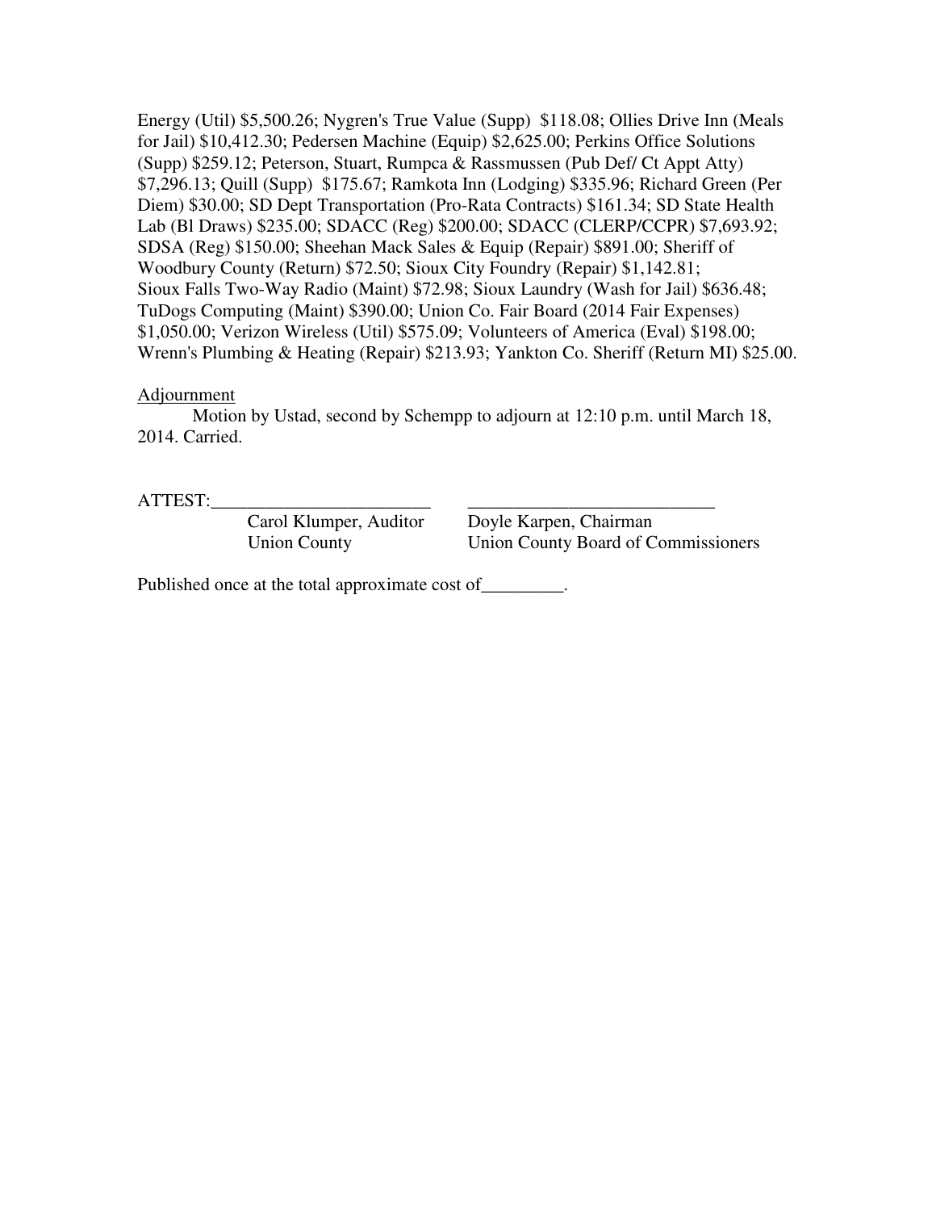Energy (Util) $5,500.26; Nygren's True Value (Supp) $118.08; Ollies Drive Inn (Meals for Jail) $10,412.30; Pedersen Machine (Equip) $2,625.00; Perkins Office Solutions (Supp) $259.12; Peterson, Stuart, Rumpca & Rassmussen (Pub Def/ Ct Appt Atty) $7,296.13; Quill (Supp) $175.67; Ramkota Inn (Lodging) $335.96; Richard Green (Per Diem) $30.00; SD Dept Transportation (Pro-Rata Contracts) $161.34; SD State Health Lab (Bl Draws) $235.00; SDACC (Reg) $200.00; SDACC (CLERP/CCPR) $7,693.92; SDSA (Reg) $150.00; Sheehan Mack Sales & Equip (Repair) $891.00; Sheriff of Woodbury County (Return) $72.50; Sioux City Foundry (Repair) $1,142.81; Sioux Falls Two-Way Radio (Maint) $72.98; Sioux Laundry (Wash for Jail) $636.48; TuDogs Computing (Maint) $390.00; Union Co. Fair Board (2014 Fair Expenses) $1,050.00; Verizon Wireless (Util) $575.09; Volunteers of America (Eval) $198.00; Wrenn's Plumbing & Heating (Repair) $213.93; Yankton Co. Sheriff (Return MI) $25.00.

Adjournment

Motion by Ustad, second by Schempp to adjourn at 12:10 p.m. until March 18, 2014. Carried.

ATTEST:________________________ ___________________________

Carol Klumper, Auditor Doyle Karpen, Chairman
Union County Union County Board of Commissioners

Published once at the total approximate cost of_________.